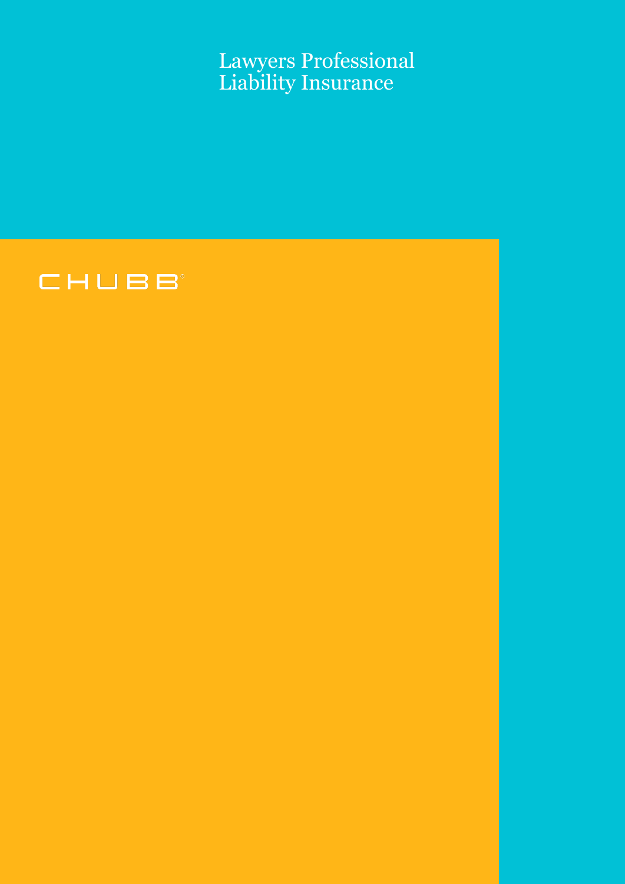# Lawyers Professional Liability Insurance

CHUBB®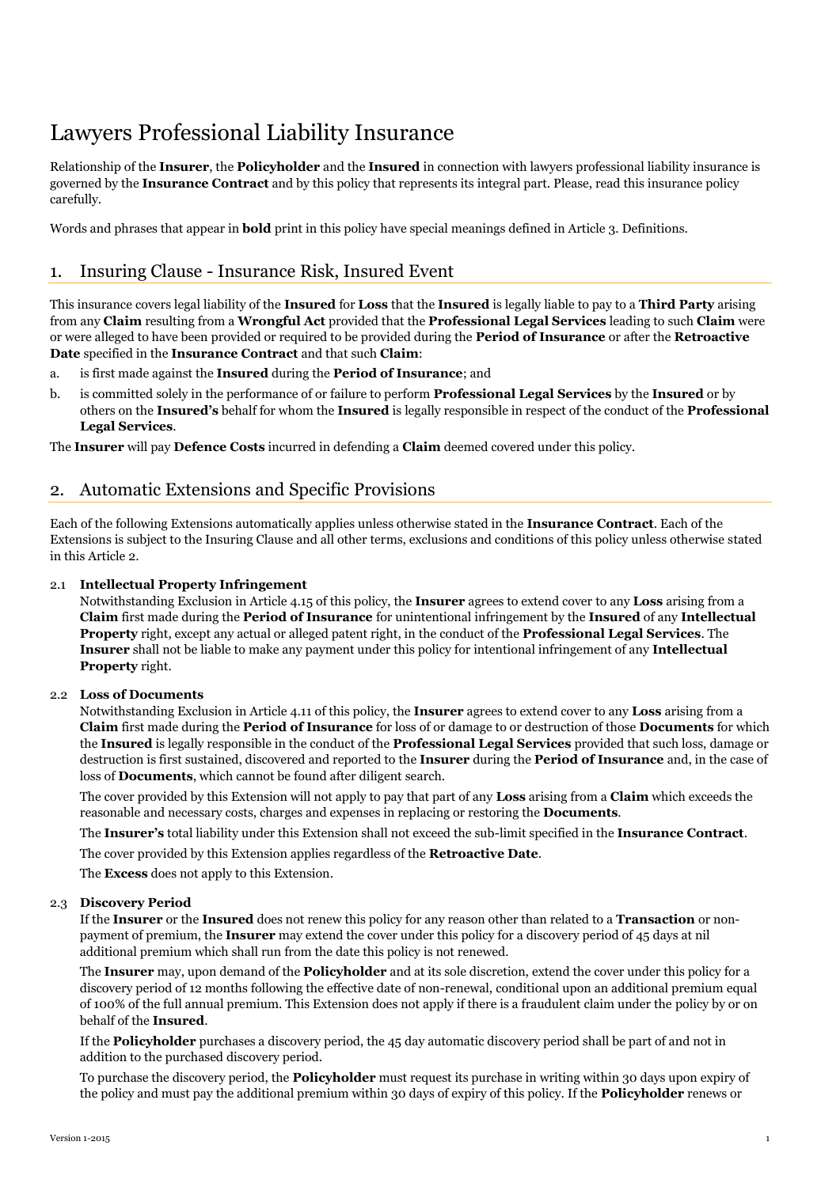# Lawyers Professional Liability Insurance

Relationship of the **Insurer**, the **Policyholder** and the **Insured** in connection with lawyers professional liability insurance is governed by the **Insurance Contract** and by this policy that represents its integral part. Please, read this insurance policy carefully.

Words and phrases that appear in **bold** print in this policy have special meanings defined in Article 3. Definitions.

## 1. Insuring Clause - Insurance Risk, Insured Event

This insurance covers legal liability of the **Insured** for **Loss** that the **Insured** is legally liable to pay to a **Third Party** arising from any **Claim** resulting from a **Wrongful Act** provided that the **Professional Legal Services** leading to such **Claim** were or were alleged to have been provided or required to be provided during the **Period of Insurance** or after the **Retroactive Date** specified in the **Insurance Contract** and that such **Claim**:

a. is first made against the **Insured** during the **Period of Insurance**; and

b. is committed solely in the performance of or failure to perform **Professional Legal Services** by the **Insured** or by others on the **Insured's** behalf for whom the **Insured** is legally responsible in respect of the conduct of the **Professional Legal Services**.

The **Insurer** will pay **Defence Costs** incurred in defending a **Claim** deemed covered under this policy.

## 2. Automatic Extensions and Specific Provisions

Each of the following Extensions automatically applies unless otherwise stated in the **Insurance Contract**. Each of the Extensions is subject to the Insuring Clause and all other terms, exclusions and conditions of this policy unless otherwise stated in this Article 2.

### 2.1 Intellectual Property Infringement

Notwithstanding Exclusion in Article 4.15 of this policy, the **Insurer** agrees to extend cover to any **Loss** arising from a **Claim** first made during the **Period of Insurance** for unintentional infringement by the **Insured** of any **Intellectual Property** right, except any actual or alleged patent right, in the conduct of the **Professional Legal Services**. The **Insurer** shall not be liable to make any payment under this policy for intentional infringement of any **Intellectual Property** right.

### 2.2 Loss of Documents

Notwithstanding Exclusion in Article 4.11 of this policy, the **Insurer** agrees to extend cover to any **Loss** arising from a **Claim** first made during the **Period of Insurance** for loss of or damage to or destruction of those **Documents** for which the **Insured** is legally responsible in the conduct of the **Professional Legal Services** provided that such loss, damage or destruction is first sustained, discovered and reported to the **Insurer** during the **Period of Insurance** and, in the case of loss of **Documents**, which cannot be found after diligent search.

The cover provided by this Extension will not apply to pay that part of any **Loss** arising from a **Claim** which exceeds the reasonable and necessary costs, charges and expenses in replacing or restoring the **Documents**.

The **Insurer's** total liability under this Extension shall not exceed the sub-limit specified in the **Insurance Contract**.

The cover provided by this Extension applies regardless of the **Retroactive Date**.

The **Excess** does not apply to this Extension.

### 2.3 Discovery Period

If the **Insurer** or the **Insured** does not renew this policy for any reason other than related to a **Transaction** or non-payment of premium, the **Insurer** may extend the cover under this policy for a discovery period of 45 days at nil additional premium which shall run from the date this policy is not renewed.

The **Insurer** may, upon demand of the **Policyholder** and at its sole discretion, extend the cover under this policy for a discovery period of 12 months following the effective date of non-renewal, conditional upon an additional premium equal of 100% of the full annual premium. This Extension does not apply if there is a fraudulent claim under the policy by or on behalf of the **Insured**.

If the **Policyholder** purchases a discovery period, the 45 day automatic discovery period shall be part of and not in addition to the purchased discovery period.

To purchase the discovery period, the **Policyholder** must request its purchase in writing within 30 days upon expiry of the policy and must pay the additional premium within 30 days of expiry of this policy. If the **Policyholder** renews or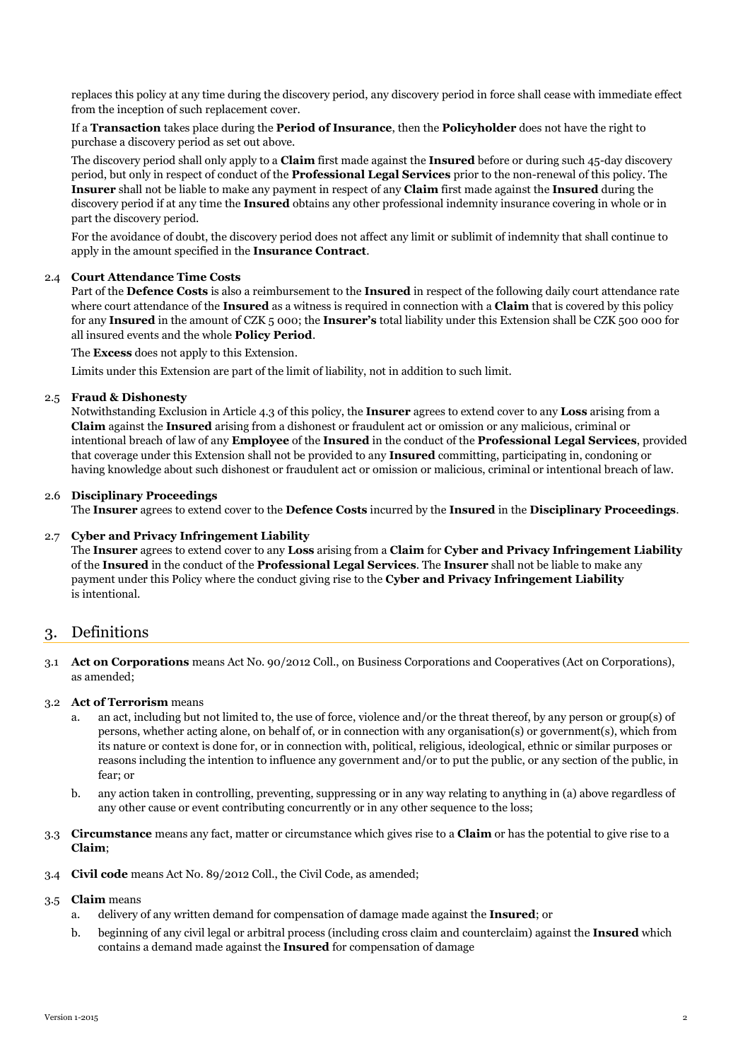replaces this policy at any time during the discovery period, any discovery period in force shall cease with immediate effect from the inception of such replacement cover.

If a **Transaction** takes place during the **Period of Insurance**, then the **Policyholder** does not have the right to purchase a discovery period as set out above.

The discovery period shall only apply to a **Claim** first made against the **Insured** before or during such 45-day discovery period, but only in respect of conduct of the **Professional Legal Services** prior to the non-renewal of this policy. The **Insurer** shall not be liable to make any payment in respect of any **Claim** first made against the **Insured** during the discovery period if at any time the **Insured** obtains any other professional indemnity insurance covering in whole or in part the discovery period.

For the avoidance of doubt, the discovery period does not affect any limit or sublimit of indemnity that shall continue to apply in the amount specified in the **Insurance Contract**.

2.4 **Court Attendance Time Costs**

Part of the **Defence Costs** is also a reimbursement to the **Insured** in respect of the following daily court attendance rate where court attendance of the **Insured** as a witness is required in connection with a **Claim** that is covered by this policy for any **Insured** in the amount of CZK 5 000; the **Insurer's** total liability under this Extension shall be CZK 500 000 for all insured events and the whole **Policy Period**.

The **Excess** does not apply to this Extension.

Limits under this Extension are part of the limit of liability, not in addition to such limit.

2.5 **Fraud & Dishonesty**

Notwithstanding Exclusion in Article 4.3 of this policy, the **Insurer** agrees to extend cover to any **Loss** arising from a **Claim** against the **Insured** arising from a dishonest or fraudulent act or omission or any malicious, criminal or intentional breach of law of any **Employee** of the **Insured** in the conduct of the **Professional Legal Services**, provided that coverage under this Extension shall not be provided to any **Insured** committing, participating in, condoning or having knowledge about such dishonest or fraudulent act or omission or malicious, criminal or intentional breach of law.

2.6 **Disciplinary Proceedings**

The **Insurer** agrees to extend cover to the **Defence Costs** incurred by the **Insured** in the **Disciplinary Proceedings**.

2.7 **Cyber and Privacy Infringement Liability**

The **Insurer** agrees to extend cover to any **Loss** arising from a **Claim** for **Cyber and Privacy Infringement Liability** of the **Insured** in the conduct of the **Professional Legal Services**. The **Insurer** shall not be liable to make any payment under this Policy where the conduct giving rise to the **Cyber and Privacy Infringement Liability** is intentional.

## 3. Definitions

3.1 **Act on Corporations** means Act No. 90/2012 Coll., on Business Corporations and Cooperatives (Act on Corporations), as amended;

3.2 **Act of Terrorism** means

a. an act, including but not limited to, the use of force, violence and/or the threat thereof, by any person or group(s) of persons, whether acting alone, on behalf of, or in connection with any organisation(s) or government(s), which from its nature or context is done for, or in connection with, political, religious, ideological, ethnic or similar purposes or reasons including the intention to influence any government and/or to put the public, or any section of the public, in fear; or

b. any action taken in controlling, preventing, suppressing or in any way relating to anything in (a) above regardless of any other cause or event contributing concurrently or in any other sequence to the loss;

3.3 **Circumstance** means any fact, matter or circumstance which gives rise to a **Claim** or has the potential to give rise to a **Claim**;

3.4 **Civil code** means Act No. 89/2012 Coll., the Civil Code, as amended;

3.5 **Claim** means

a. delivery of any written demand for compensation of damage made against the **Insured**; or

b. beginning of any civil legal or arbitral process (including cross claim and counterclaim) against the **Insured** which contains a demand made against the **Insured** for compensation of damage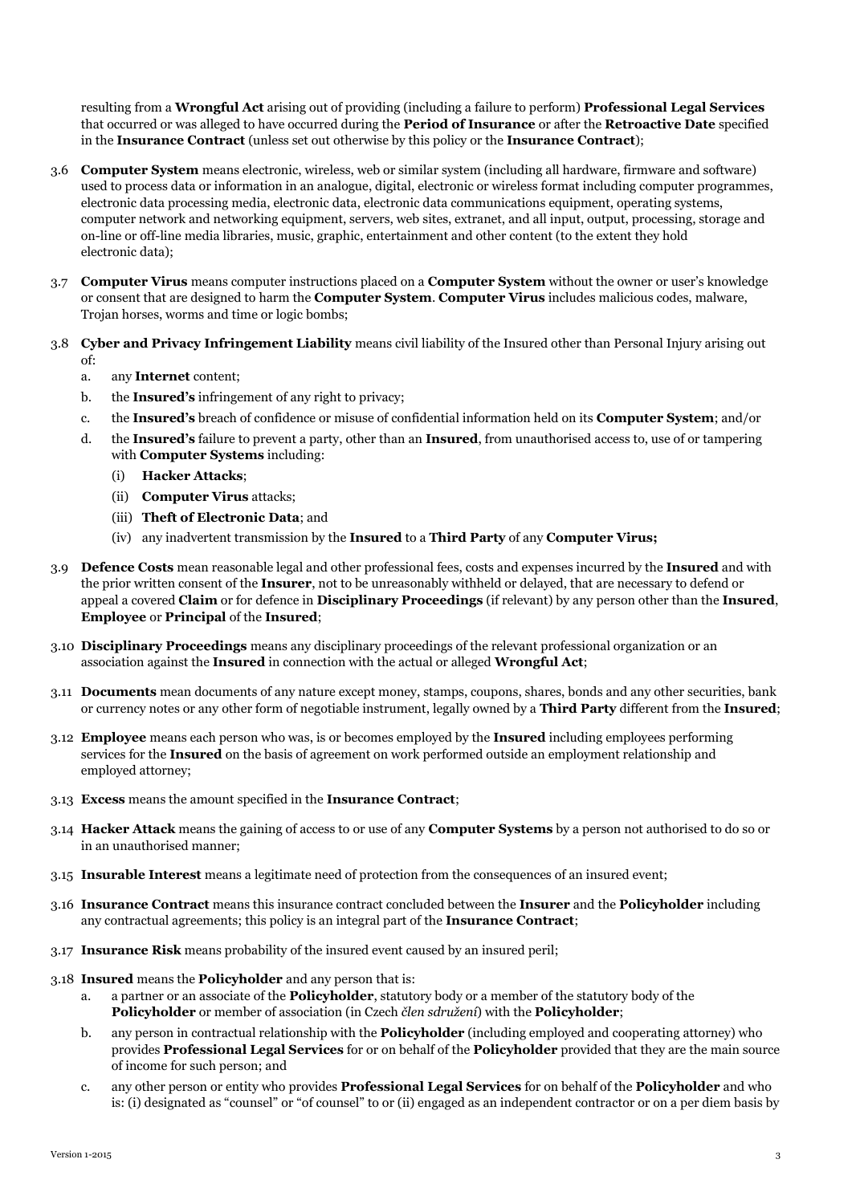resulting from a **Wrongful Act** arising out of providing (including a failure to perform) **Professional Legal Services** that occurred or was alleged to have occurred during the **Period of Insurance** or after the **Retroactive Date** specified in the **Insurance Contract** (unless set out otherwise by this policy or the **Insurance Contract**);

3.6 **Computer System** means electronic, wireless, web or similar system (including all hardware, firmware and software) used to process data or information in an analogue, digital, electronic or wireless format including computer programmes, electronic data processing media, electronic data, electronic data communications equipment, operating systems, computer network and networking equipment, servers, web sites, extranet, and all input, output, processing, storage and on-line or off-line media libraries, music, graphic, entertainment and other content (to the extent they hold electronic data);

3.7 **Computer Virus** means computer instructions placed on a **Computer System** without the owner or user's knowledge or consent that are designed to harm the **Computer System**. **Computer Virus** includes malicious codes, malware, Trojan horses, worms and time or logic bombs;

3.8 **Cyber and Privacy Infringement Liability** means civil liability of the Insured other than Personal Injury arising out of:

   a. any **Internet** content;
   b. the **Insured's** infringement of any right to privacy;
   c. the **Insured's** breach of confidence or misuse of confidential information held on its **Computer System**; and/or
   d. the **Insured's** failure to prevent a party, other than an **Insured**, from unauthorised access to, use of or tampering with **Computer Systems** including:
      (i) **Hacker Attacks**;
      (ii) **Computer Virus** attacks;
      (iii) **Theft of Electronic Data**; and
      (iv) any inadvertent transmission by the **Insured** to a **Third Party** of any **Computer Virus;**

3.9 **Defence Costs** mean reasonable legal and other professional fees, costs and expenses incurred by the **Insured** and with the prior written consent of the **Insurer**, not to be unreasonably withheld or delayed, that are necessary to defend or appeal a covered **Claim** or for defence in **Disciplinary Proceedings** (if relevant) by any person other than the **Insured**, **Employee** or **Principal** of the **Insured**;

3.10 **Disciplinary Proceedings** means any disciplinary proceedings of the relevant professional organization or an association against the **Insured** in connection with the actual or alleged **Wrongful Act**;

3.11 **Documents** mean documents of any nature except money, stamps, coupons, shares, bonds and any other securities, bank or currency notes or any other form of negotiable instrument, legally owned by a **Third Party** different from the **Insured**;

3.12 **Employee** means each person who was, is or becomes employed by the **Insured** including employees performing services for the **Insured** on the basis of agreement on work performed outside an employment relationship and employed attorney;

3.13 **Excess** means the amount specified in the **Insurance Contract**;

3.14 **Hacker Attack** means the gaining of access to or use of any **Computer Systems** by a person not authorised to do so or in an unauthorised manner;

3.15 **Insurable Interest** means a legitimate need of protection from the consequences of an insured event;

3.16 **Insurance Contract** means this insurance contract concluded between the **Insurer** and the **Policyholder** including any contractual agreements; this policy is an integral part of the **Insurance Contract**;

3.17 **Insurance Risk** means probability of the insured event caused by an insured peril;

3.18 **Insured** means the **Policyholder** and any person that is:

   a. a partner or an associate of the **Policyholder**, statutory body or a member of the statutory body of the **Policyholder** or member of association (in Czech *člen sdružení*) with the **Policyholder**;
   b. any person in contractual relationship with the **Policyholder** (including employed and cooperating attorney) who provides **Professional Legal Services** for or on behalf of the **Policyholder** provided that they are the main source of income for such person; and
   c. any other person or entity who provides **Professional Legal Services** for on behalf of the **Policyholder** and who is: (i) designated as "counsel" or "of counsel" to or (ii) engaged as an independent contractor or on a per diem basis by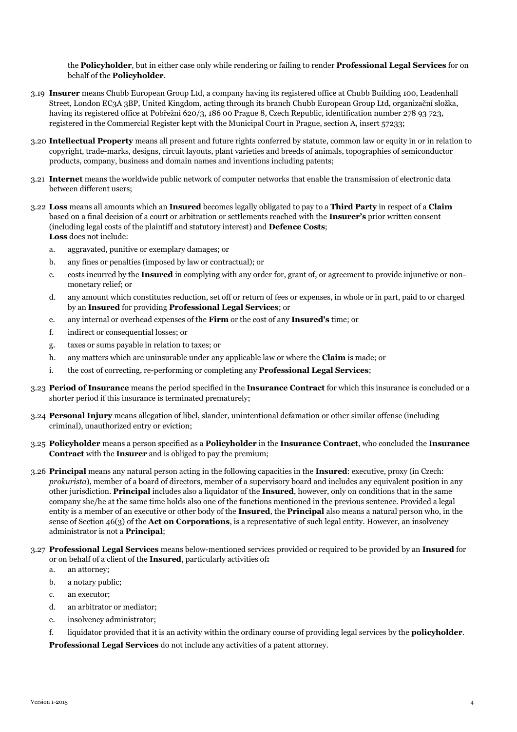the **Policyholder**, but in either case only while rendering or failing to render **Professional Legal Services** for on behalf of the **Policyholder**.

3.19 **Insurer** means Chubb European Group Ltd, a company having its registered office at Chubb Building 100, Leadenhall Street, London EC3A 3BP, United Kingdom, acting through its branch Chubb European Group Ltd, organizační složka, having its registered office at Pobřežní 620/3, 186 00 Prague 8, Czech Republic, identification number 278 93 723, registered in the Commercial Register kept with the Municipal Court in Prague, section A, insert 57233;

3.20 **Intellectual Property** means all present and future rights conferred by statute, common law or equity in or in relation to copyright, trade-marks, designs, circuit layouts, plant varieties and breeds of animals, topographies of semiconductor products, company, business and domain names and inventions including patents;

3.21 **Internet** means the worldwide public network of computer networks that enable the transmission of electronic data between different users;

3.22 **Loss** means all amounts which an **Insured** becomes legally obligated to pay to a **Third Party** in respect of a **Claim** based on a final decision of a court or arbitration or settlements reached with the **Insurer's** prior written consent (including legal costs of the plaintiff and statutory interest) and **Defence Costs**;
**Loss** does not include:

   a. aggravated, punitive or exemplary damages; or
   b. any fines or penalties (imposed by law or contractual); or
   c. costs incurred by the **Insured** in complying with any order for, grant of, or agreement to provide injunctive or non-monetary relief; or
   d. any amount which constitutes reduction, set off or return of fees or expenses, in whole or in part, paid to or charged by an **Insured** for providing **Professional Legal Services**; or
   e. any internal or overhead expenses of the **Firm** or the cost of any **Insured's** time; or
   f. indirect or consequential losses; or
   g. taxes or sums payable in relation to taxes; or
   h. any matters which are uninsurable under any applicable law or where the **Claim** is made; or
   i. the cost of correcting, re-performing or completing any **Professional Legal Services**;

3.23 **Period of Insurance** means the period specified in the **Insurance Contract** for which this insurance is concluded or a shorter period if this insurance is terminated prematurely;

3.24 **Personal Injury** means allegation of libel, slander, unintentional defamation or other similar offense (including criminal), unauthorized entry or eviction;

3.25 **Policyholder** means a person specified as a **Policyholder** in the **Insurance Contract**, who concluded the **Insurance Contract** with the **Insurer** and is obliged to pay the premium;

3.26 **Principal** means any natural person acting in the following capacities in the **Insured**: executive, proxy (in Czech: *prokurista*), member of a board of directors, member of a supervisory board and includes any equivalent position in any other jurisdiction. **Principal** includes also a liquidator of the **Insured**, however, only on conditions that in the same company she/he at the same time holds also one of the functions mentioned in the previous sentence. Provided a legal entity is a member of an executive or other body of the **Insured**, the **Principal** also means a natural person who, in the sense of Section 46(3) of the **Act on Corporations**, is a representative of such legal entity. However, an insolvency administrator is not a **Principal**;

3.27 **Professional Legal Services** means below-mentioned services provided or required to be provided by an **Insured** for or on behalf of a client of the **Insured**, particularly activities of**:**

   a. an attorney;
   b. a notary public;
   c. an executor;
   d. an arbitrator or mediator;
   e. insolvency administrator;
   f. liquidator provided that it is an activity within the ordinary course of providing legal services by the **policyholder**.

   **Professional Legal Services** do not include any activities of a patent attorney.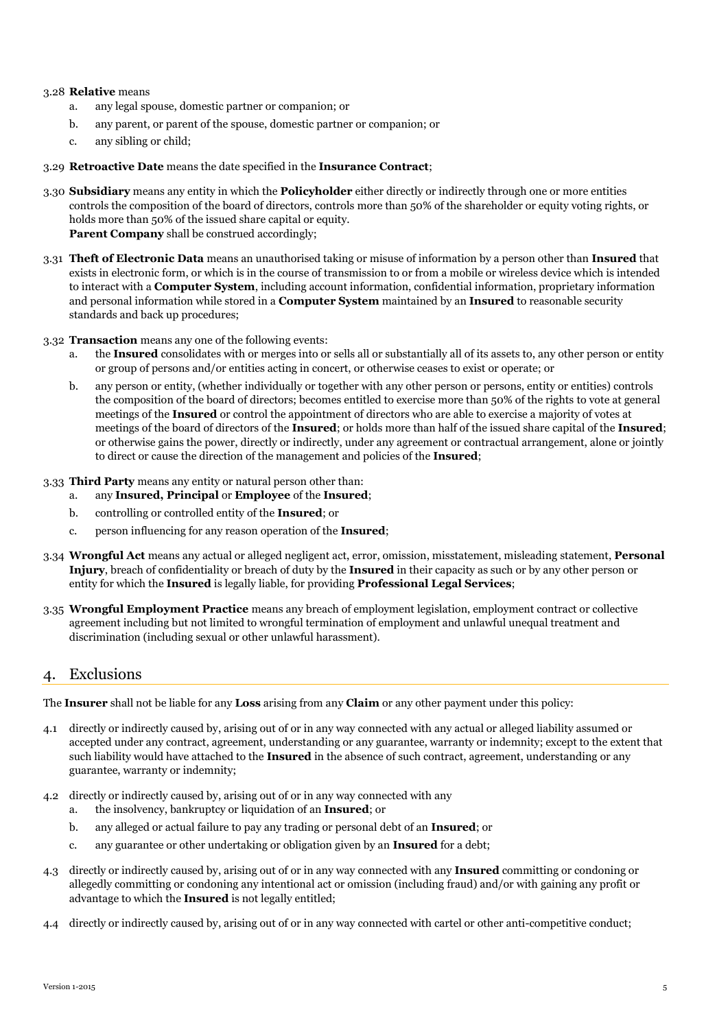3.28 **Relative** means

a. any legal spouse, domestic partner or companion; or

b. any parent, or parent of the spouse, domestic partner or companion; or

c. any sibling or child;

3.29 **Retroactive Date** means the date specified in the **Insurance Contract**;

3.30 **Subsidiary** means any entity in which the **Policyholder** either directly or indirectly through one or more entities controls the composition of the board of directors, controls more than 50% of the shareholder or equity voting rights, or holds more than 50% of the issued share capital or equity.
**Parent Company** shall be construed accordingly;

3.31 **Theft of Electronic Data** means an unauthorised taking or misuse of information by a person other than **Insured** that exists in electronic form, or which is in the course of transmission to or from a mobile or wireless device which is intended to interact with a **Computer System**, including account information, confidential information, proprietary information and personal information while stored in a **Computer System** maintained by an **Insured** to reasonable security standards and back up procedures;

3.32 **Transaction** means any one of the following events:

a. the **Insured** consolidates with or merges into or sells all or substantially all of its assets to, any other person or entity or group of persons and/or entities acting in concert, or otherwise ceases to exist or operate; or

b. any person or entity, (whether individually or together with any other person or persons, entity or entities) controls the composition of the board of directors; becomes entitled to exercise more than 50% of the rights to vote at general meetings of the **Insured** or control the appointment of directors who are able to exercise a majority of votes at meetings of the board of directors of the **Insured**; or holds more than half of the issued share capital of the **Insured**; or otherwise gains the power, directly or indirectly, under any agreement or contractual arrangement, alone or jointly to direct or cause the direction of the management and policies of the **Insured**;

3.33 **Third Party** means any entity or natural person other than:

a. any **Insured, Principal** or **Employee** of the **Insured**;

b. controlling or controlled entity of the **Insured**; or

c. person influencing for any reason operation of the **Insured**;

3.34 **Wrongful Act** means any actual or alleged negligent act, error, omission, misstatement, misleading statement, **Personal Injury**, breach of confidentiality or breach of duty by the **Insured** in their capacity as such or by any other person or entity for which the **Insured** is legally liable, for providing **Professional Legal Services**;

3.35 **Wrongful Employment Practice** means any breach of employment legislation, employment contract or collective agreement including but not limited to wrongful termination of employment and unlawful unequal treatment and discrimination (including sexual or other unlawful harassment).

## 4. Exclusions

The **Insurer** shall not be liable for any **Loss** arising from any **Claim** or any other payment under this policy:

4.1 directly or indirectly caused by, arising out of or in any way connected with any actual or alleged liability assumed or accepted under any contract, agreement, understanding or any guarantee, warranty or indemnity; except to the extent that such liability would have attached to the **Insured** in the absence of such contract, agreement, understanding or any guarantee, warranty or indemnity;

4.2 directly or indirectly caused by, arising out of or in any way connected with any

a. the insolvency, bankruptcy or liquidation of an **Insured**; or

b. any alleged or actual failure to pay any trading or personal debt of an **Insured**; or

c. any guarantee or other undertaking or obligation given by an **Insured** for a debt;

4.3 directly or indirectly caused by, arising out of or in any way connected with any **Insured** committing or condoning or allegedly committing or condoning any intentional act or omission (including fraud) and/or with gaining any profit or advantage to which the **Insured** is not legally entitled;

4.4 directly or indirectly caused by, arising out of or in any way connected with cartel or other anti-competitive conduct;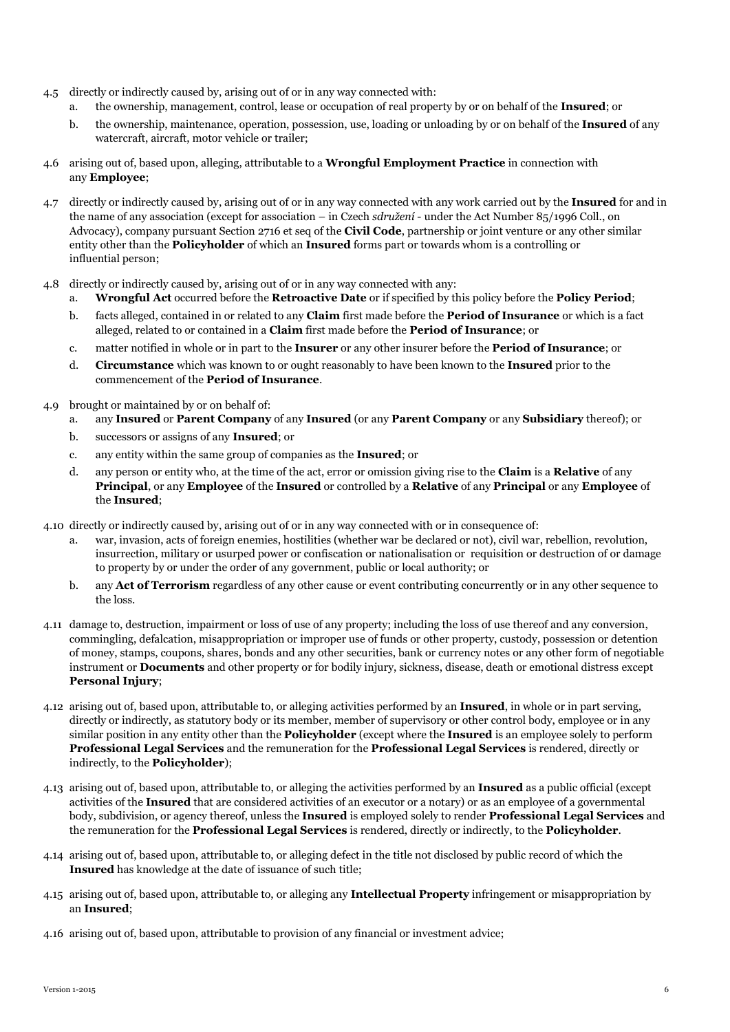4.5 directly or indirectly caused by, arising out of or in any way connected with:
   a. the ownership, management, control, lease or occupation of real property by or on behalf of the **Insured**; or
   b. the ownership, maintenance, operation, possession, use, loading or unloading by or on behalf of the **Insured** of any watercraft, aircraft, motor vehicle or trailer;

4.6 arising out of, based upon, alleging, attributable to a **Wrongful Employment Practice** in connection with any **Employee**;

4.7 directly or indirectly caused by, arising out of or in any way connected with any work carried out by the **Insured** for and in the name of any association (except for association – in Czech *sdružení* - under the Act Number 85/1996 Coll., on Advocacy), company pursuant Section 2716 et seq of the **Civil Code**, partnership or joint venture or any other similar entity other than the **Policyholder** of which an **Insured** forms part or towards whom is a controlling or influential person;

4.8 directly or indirectly caused by, arising out of or in any way connected with any:
   a. **Wrongful Act** occurred before the **Retroactive Date** or if specified by this policy before the **Policy Period**;
   b. facts alleged, contained in or related to any **Claim** first made before the **Period of Insurance** or which is a fact alleged, related to or contained in a **Claim** first made before the **Period of Insurance**; or
   c. matter notified in whole or in part to the **Insurer** or any other insurer before the **Period of Insurance**; or
   d. **Circumstance** which was known to or ought reasonably to have been known to the **Insured** prior to the commencement of the **Period of Insurance**.

4.9 brought or maintained by or on behalf of:
   a. any **Insured** or **Parent Company** of any **Insured** (or any **Parent Company** or any **Subsidiary** thereof); or
   b. successors or assigns of any **Insured**; or
   c. any entity within the same group of companies as the **Insured**; or
   d. any person or entity who, at the time of the act, error or omission giving rise to the **Claim** is a **Relative** of any **Principal**, or any **Employee** of the **Insured** or controlled by a **Relative** of any **Principal** or any **Employee** of the **Insured**;

4.10 directly or indirectly caused by, arising out of or in any way connected with or in consequence of:
   a. war, invasion, acts of foreign enemies, hostilities (whether war be declared or not), civil war, rebellion, revolution, insurrection, military or usurped power or confiscation or nationalisation or requisition or destruction of or damage to property by or under the order of any government, public or local authority; or
   b. any **Act of Terrorism** regardless of any other cause or event contributing concurrently or in any other sequence to the loss.

4.11 damage to, destruction, impairment or loss of use of any property; including the loss of use thereof and any conversion, commingling, defalcation, misappropriation or improper use of funds or other property, custody, possession or detention of money, stamps, coupons, shares, bonds and any other securities, bank or currency notes or any other form of negotiable instrument or **Documents** and other property or for bodily injury, sickness, disease, death or emotional distress except **Personal Injury**;

4.12 arising out of, based upon, attributable to, or alleging activities performed by an **Insured**, in whole or in part serving, directly or indirectly, as statutory body or its member, member of supervisory or other control body, employee or in any similar position in any entity other than the **Policyholder** (except where the **Insured** is an employee solely to perform **Professional Legal Services** and the remuneration for the **Professional Legal Services** is rendered, directly or indirectly, to the **Policyholder**);

4.13 arising out of, based upon, attributable to, or alleging the activities performed by an **Insured** as a public official (except activities of the **Insured** that are considered activities of an executor or a notary) or as an employee of a governmental body, subdivision, or agency thereof, unless the **Insured** is employed solely to render **Professional Legal Services** and the remuneration for the **Professional Legal Services** is rendered, directly or indirectly, to the **Policyholder**.

4.14 arising out of, based upon, attributable to, or alleging defect in the title not disclosed by public record of which the **Insured** has knowledge at the date of issuance of such title;

4.15 arising out of, based upon, attributable to, or alleging any **Intellectual Property** infringement or misappropriation by an **Insured**;

4.16 arising out of, based upon, attributable to provision of any financial or investment advice;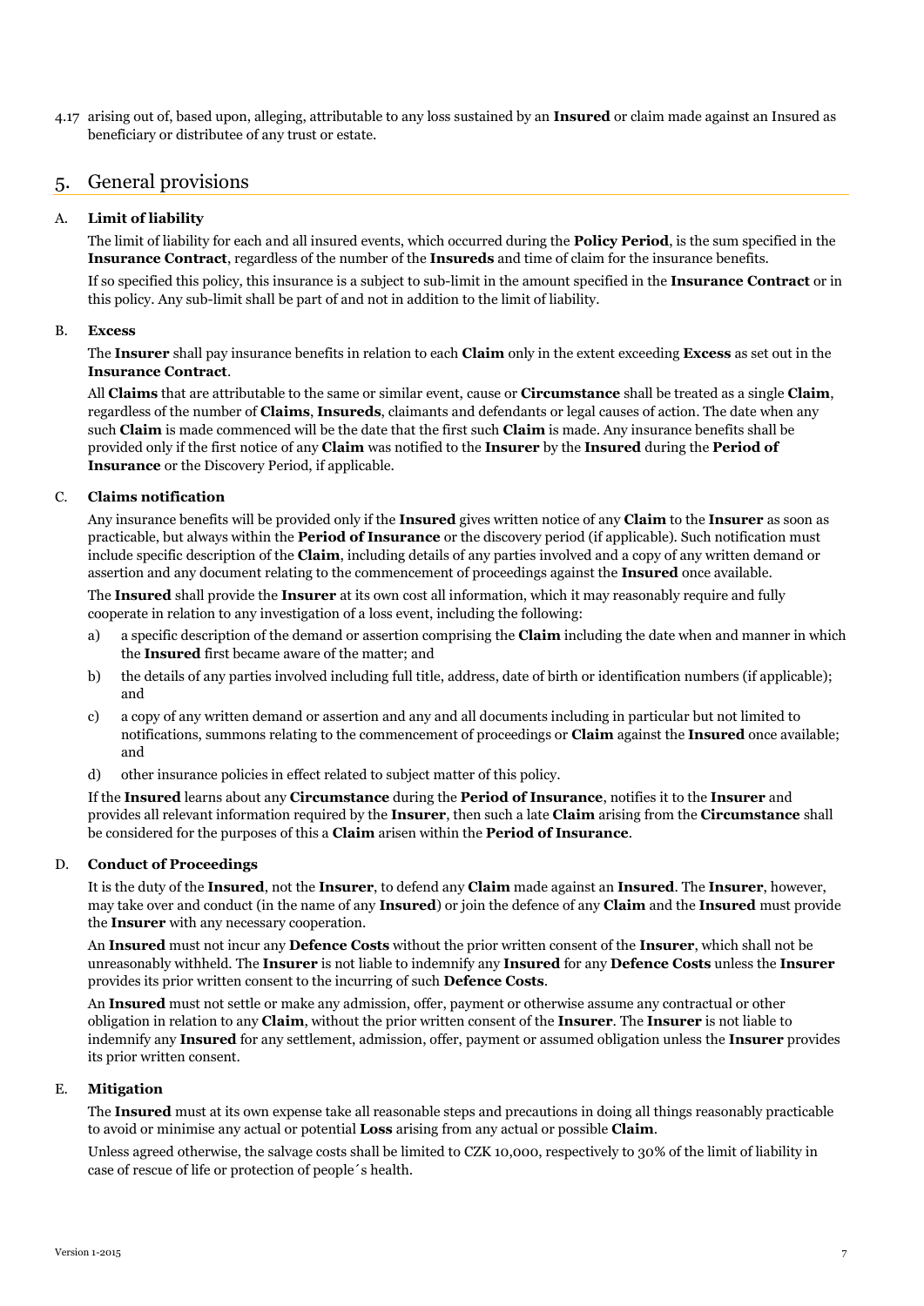4.17 arising out of, based upon, alleging, attributable to any loss sustained by an **Insured** or claim made against an Insured as beneficiary or distributee of any trust or estate.

## 5. General provisions

### A. Limit of liability

The limit of liability for each and all insured events, which occurred during the **Policy Period**, is the sum specified in the **Insurance Contract**, regardless of the number of the **Insureds** and time of claim for the insurance benefits.

If so specified this policy, this insurance is a subject to sub-limit in the amount specified in the **Insurance Contract** or in this policy. Any sub-limit shall be part of and not in addition to the limit of liability.

### B. Excess

The **Insurer** shall pay insurance benefits in relation to each **Claim** only in the extent exceeding **Excess** as set out in the **Insurance Contract**.

All **Claims** that are attributable to the same or similar event, cause or **Circumstance** shall be treated as a single **Claim**, regardless of the number of **Claims**, **Insureds**, claimants and defendants or legal causes of action. The date when any such **Claim** is made commenced will be the date that the first such **Claim** is made. Any insurance benefits shall be provided only if the first notice of any **Claim** was notified to the **Insurer** by the **Insured** during the **Period of Insurance** or the Discovery Period, if applicable.

### C. Claims notification

Any insurance benefits will be provided only if the **Insured** gives written notice of any **Claim** to the **Insurer** as soon as practicable, but always within the **Period of Insurance** or the discovery period (if applicable). Such notification must include specific description of the **Claim**, including details of any parties involved and a copy of any written demand or assertion and any document relating to the commencement of proceedings against the **Insured** once available.

The **Insured** shall provide the **Insurer** at its own cost all information, which it may reasonably require and fully cooperate in relation to any investigation of a loss event, including the following:

a) a specific description of the demand or assertion comprising the **Claim** including the date when and manner in which the **Insured** first became aware of the matter; and

b) the details of any parties involved including full title, address, date of birth or identification numbers (if applicable); and

c) a copy of any written demand or assertion and any and all documents including in particular but not limited to notifications, summons relating to the commencement of proceedings or **Claim** against the **Insured** once available; and

d) other insurance policies in effect related to subject matter of this policy.

If the **Insured** learns about any **Circumstance** during the **Period of Insurance**, notifies it to the **Insurer** and provides all relevant information required by the **Insurer**, then such a late **Claim** arising from the **Circumstance** shall be considered for the purposes of this a **Claim** arisen within the **Period of Insurance**.

### D. Conduct of Proceedings

It is the duty of the **Insured**, not the **Insurer**, to defend any **Claim** made against an **Insured**. The **Insurer**, however, may take over and conduct (in the name of any **Insured**) or join the defence of any **Claim** and the **Insured** must provide the **Insurer** with any necessary cooperation.

An **Insured** must not incur any **Defence Costs** without the prior written consent of the **Insurer**, which shall not be unreasonably withheld. The **Insurer** is not liable to indemnify any **Insured** for any **Defence Costs** unless the **Insurer** provides its prior written consent to the incurring of such **Defence Costs**.

An **Insured** must not settle or make any admission, offer, payment or otherwise assume any contractual or other obligation in relation to any **Claim**, without the prior written consent of the **Insurer**. The **Insurer** is not liable to indemnify any **Insured** for any settlement, admission, offer, payment or assumed obligation unless the **Insurer** provides its prior written consent.

### E. Mitigation

The **Insured** must at its own expense take all reasonable steps and precautions in doing all things reasonably practicable to avoid or minimise any actual or potential **Loss** arising from any actual or possible **Claim**.

Unless agreed otherwise, the salvage costs shall be limited to CZK 10,000, respectively to 30% of the limit of liability in case of rescue of life or protection of people´s health.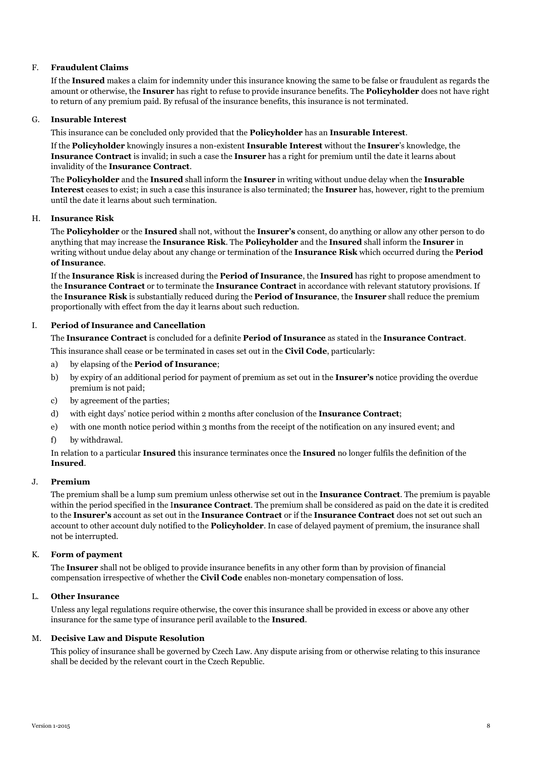F. **Fraudulent Claims**

If the **Insured** makes a claim for indemnity under this insurance knowing the same to be false or fraudulent as regards the amount or otherwise, the **Insurer** has right to refuse to provide insurance benefits. The **Policyholder** does not have right to return of any premium paid. By refusal of the insurance benefits, this insurance is not terminated.

G. **Insurable Interest**

This insurance can be concluded only provided that the **Policyholder** has an **Insurable Interest**.

If the **Policyholder** knowingly insures a non-existent **Insurable Interest** without the **Insurer**'s knowledge, the **Insurance Contract** is invalid; in such a case the **Insurer** has a right for premium until the date it learns about invalidity of the **Insurance Contract**.

The **Policyholder** and the **Insured** shall inform the **Insurer** in writing without undue delay when the **Insurable Interest** ceases to exist; in such a case this insurance is also terminated; the **Insurer** has, however, right to the premium until the date it learns about such termination.

H. **Insurance Risk**

The **Policyholder** or the **Insured** shall not, without the **Insurer's** consent, do anything or allow any other person to do anything that may increase the **Insurance Risk**. The **Policyholder** and the **Insured** shall inform the **Insurer** in writing without undue delay about any change or termination of the **Insurance Risk** which occurred during the **Period of Insurance**.

If the **Insurance Risk** is increased during the **Period of Insurance**, the **Insured** has right to propose amendment to the **Insurance Contract** or to terminate the **Insurance Contract** in accordance with relevant statutory provisions. If the **Insurance Risk** is substantially reduced during the **Period of Insurance**, the **Insurer** shall reduce the premium proportionally with effect from the day it learns about such reduction.

I. **Period of Insurance and Cancellation**

The **Insurance Contract** is concluded for a definite **Period of Insurance** as stated in the **Insurance Contract**.

This insurance shall cease or be terminated in cases set out in the **Civil Code**, particularly:

a) by elapsing of the **Period of Insurance**;
b) by expiry of an additional period for payment of premium as set out in the **Insurer's** notice providing the overdue premium is not paid;
c) by agreement of the parties;
d) with eight days' notice period within 2 months after conclusion of the **Insurance Contract**;
e) with one month notice period within 3 months from the receipt of the notification on any insured event; and
f) by withdrawal.

In relation to a particular **Insured** this insurance terminates once the **Insured** no longer fulfils the definition of the **Insured**.

J. **Premium**

The premium shall be a lump sum premium unless otherwise set out in the **Insurance Contract**. The premium is payable within the period specified in the **Insurance Contract**. The premium shall be considered as paid on the date it is credited to the **Insurer's** account as set out in the **Insurance Contract** or if the **Insurance Contract** does not set out such an account to other account duly notified to the **Policyholder**. In case of delayed payment of premium, the insurance shall not be interrupted.

K. **Form of payment**

The **Insurer** shall not be obliged to provide insurance benefits in any other form than by provision of financial compensation irrespective of whether the **Civil Code** enables non-monetary compensation of loss.

L. **Other Insurance**

Unless any legal regulations require otherwise, the cover this insurance shall be provided in excess or above any other insurance for the same type of insurance peril available to the **Insured**.

M. **Decisive Law and Dispute Resolution**

This policy of insurance shall be governed by Czech Law. Any dispute arising from or otherwise relating to this insurance shall be decided by the relevant court in the Czech Republic.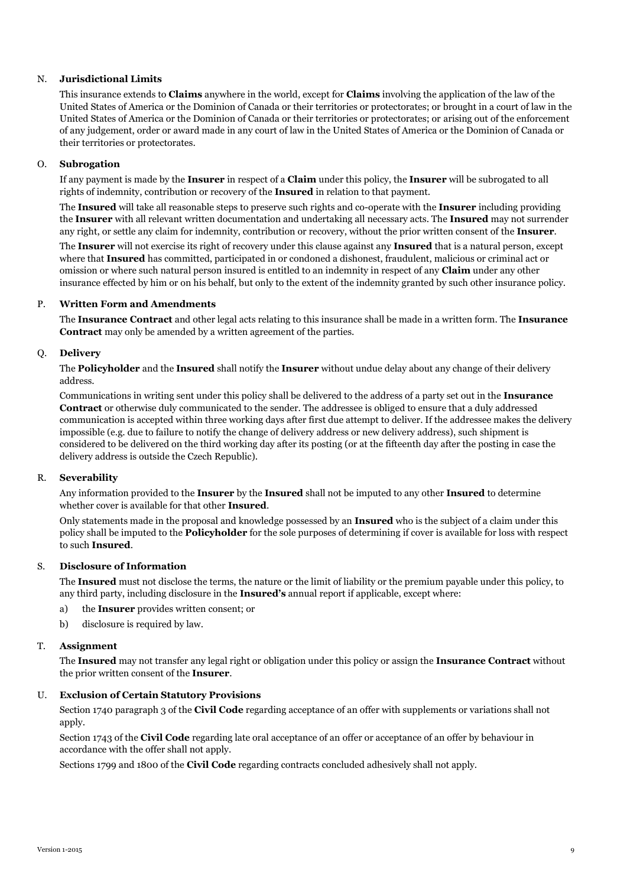## N. Jurisdictional Limits

This insurance extends to **Claims** anywhere in the world, except for **Claims** involving the application of the law of the United States of America or the Dominion of Canada or their territories or protectorates; or brought in a court of law in the United States of America or the Dominion of Canada or their territories or protectorates; or arising out of the enforcement of any judgement, order or award made in any court of law in the United States of America or the Dominion of Canada or their territories or protectorates.

## O. Subrogation

If any payment is made by the **Insurer** in respect of a **Claim** under this policy, the **Insurer** will be subrogated to all rights of indemnity, contribution or recovery of the **Insured** in relation to that payment.

The **Insured** will take all reasonable steps to preserve such rights and co-operate with the **Insurer** including providing the **Insurer** with all relevant written documentation and undertaking all necessary acts. The **Insured** may not surrender any right, or settle any claim for indemnity, contribution or recovery, without the prior written consent of the **Insurer**.

The **Insurer** will not exercise its right of recovery under this clause against any **Insured** that is a natural person, except where that **Insured** has committed, participated in or condoned a dishonest, fraudulent, malicious or criminal act or omission or where such natural person insured is entitled to an indemnity in respect of any **Claim** under any other insurance effected by him or on his behalf, but only to the extent of the indemnity granted by such other insurance policy.

## P. Written Form and Amendments

The **Insurance Contract** and other legal acts relating to this insurance shall be made in a written form. The **Insurance Contract** may only be amended by a written agreement of the parties.

## Q. Delivery

The **Policyholder** and the **Insured** shall notify the **Insurer** without undue delay about any change of their delivery address.

Communications in writing sent under this policy shall be delivered to the address of a party set out in the **Insurance Contract** or otherwise duly communicated to the sender. The addressee is obliged to ensure that a duly addressed communication is accepted within three working days after first due attempt to deliver. If the addressee makes the delivery impossible (e.g. due to failure to notify the change of delivery address or new delivery address), such shipment is considered to be delivered on the third working day after its posting (or at the fifteenth day after the posting in case the delivery address is outside the Czech Republic).

## R. Severability

Any information provided to the **Insurer** by the **Insured** shall not be imputed to any other **Insured** to determine whether cover is available for that other **Insured**.

Only statements made in the proposal and knowledge possessed by an **Insured** who is the subject of a claim under this policy shall be imputed to the **Policyholder** for the sole purposes of determining if cover is available for loss with respect to such **Insured**.

## S. Disclosure of Information

The **Insured** must not disclose the terms, the nature or the limit of liability or the premium payable under this policy, to any third party, including disclosure in the **Insured's** annual report if applicable, except where:

a) the **Insurer** provides written consent; or

b) disclosure is required by law.

## T. Assignment

The **Insured** may not transfer any legal right or obligation under this policy or assign the **Insurance Contract** without the prior written consent of the **Insurer**.

## U. Exclusion of Certain Statutory Provisions

Section 1740 paragraph 3 of the **Civil Code** regarding acceptance of an offer with supplements or variations shall not apply.

Section 1743 of the **Civil Code** regarding late oral acceptance of an offer or acceptance of an offer by behaviour in accordance with the offer shall not apply.

Sections 1799 and 1800 of the **Civil Code** regarding contracts concluded adhesively shall not apply.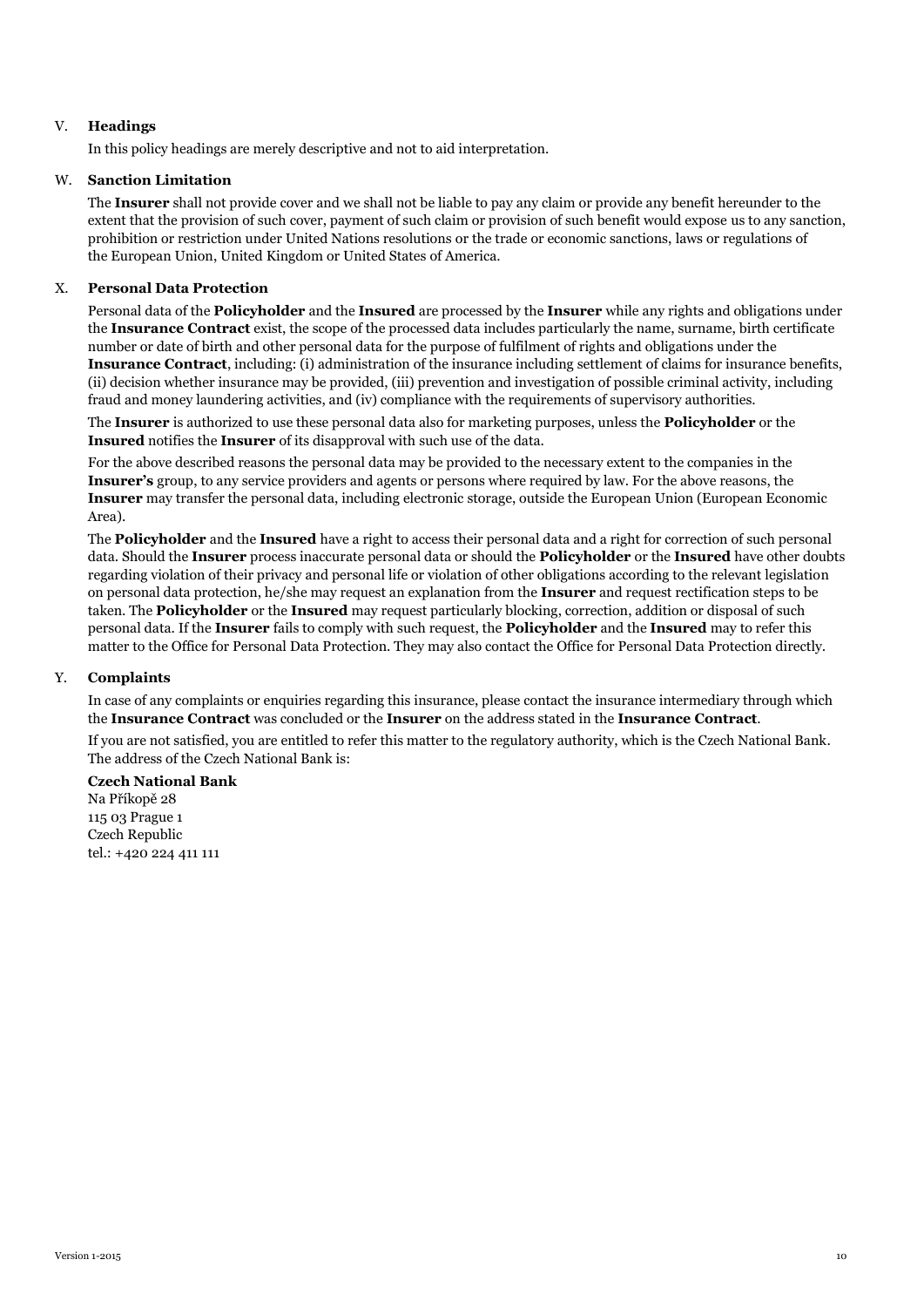### V. **Headings**

In this policy headings are merely descriptive and not to aid interpretation.

### W. **Sanction Limitation**

The **Insurer** shall not provide cover and we shall not be liable to pay any claim or provide any benefit hereunder to the extent that the provision of such cover, payment of such claim or provision of such benefit would expose us to any sanction, prohibition or restriction under United Nations resolutions or the trade or economic sanctions, laws or regulations of the European Union, United Kingdom or United States of America.

### X. **Personal Data Protection**

Personal data of the **Policyholder** and the **Insured** are processed by the **Insurer** while any rights and obligations under the **Insurance Contract** exist, the scope of the processed data includes particularly the name, surname, birth certificate number or date of birth and other personal data for the purpose of fulfilment of rights and obligations under the **Insurance Contract**, including: (i) administration of the insurance including settlement of claims for insurance benefits, (ii) decision whether insurance may be provided, (iii) prevention and investigation of possible criminal activity, including fraud and money laundering activities, and (iv) compliance with the requirements of supervisory authorities.

The **Insurer** is authorized to use these personal data also for marketing purposes, unless the **Policyholder** or the **Insured** notifies the **Insurer** of its disapproval with such use of the data.

For the above described reasons the personal data may be provided to the necessary extent to the companies in the **Insurer's** group, to any service providers and agents or persons where required by law. For the above reasons, the **Insurer** may transfer the personal data, including electronic storage, outside the European Union (European Economic Area).

The **Policyholder** and the **Insured** have a right to access their personal data and a right for correction of such personal data. Should the **Insurer** process inaccurate personal data or should the **Policyholder** or the **Insured** have other doubts regarding violation of their privacy and personal life or violation of other obligations according to the relevant legislation on personal data protection, he/she may request an explanation from the **Insurer** and request rectification steps to be taken. The **Policyholder** or the **Insured** may request particularly blocking, correction, addition or disposal of such personal data. If the **Insurer** fails to comply with such request, the **Policyholder** and the **Insured** may to refer this matter to the Office for Personal Data Protection. They may also contact the Office for Personal Data Protection directly.

### Y. **Complaints**

In case of any complaints or enquiries regarding this insurance, please contact the insurance intermediary through which the **Insurance Contract** was concluded or the **Insurer** on the address stated in the **Insurance Contract**.

If you are not satisfied, you are entitled to refer this matter to the regulatory authority, which is the Czech National Bank. The address of the Czech National Bank is:

**Czech National Bank**
Na Příkopě 28
115 03 Prague 1
Czech Republic
tel.: +420 224 411 111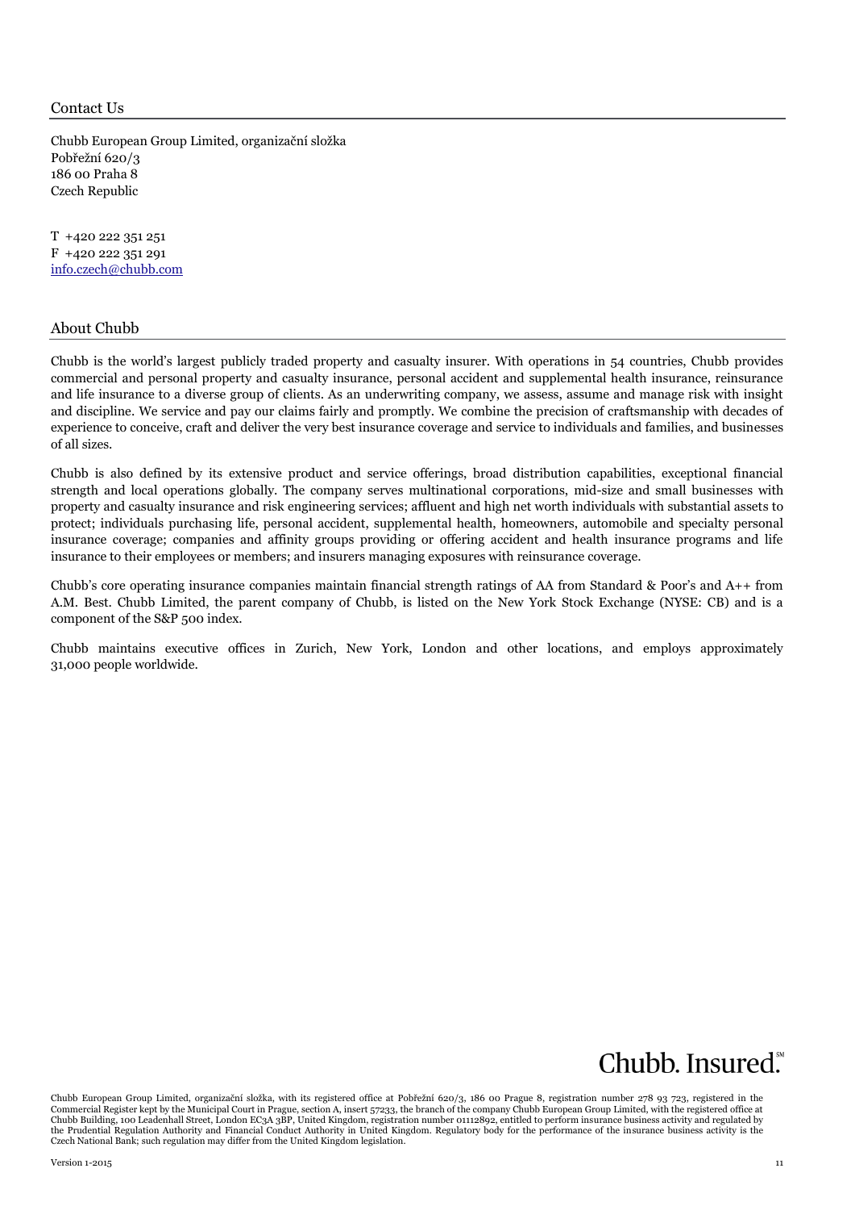## Contact Us

Chubb European Group Limited, organizační složka
Pobřežní 620/3
186 00 Praha 8
Czech Republic

T +420 222 351 251
F +420 222 351 291
info.czech@chubb.com

## About Chubb

Chubb is the world's largest publicly traded property and casualty insurer. With operations in 54 countries, Chubb provides commercial and personal property and casualty insurance, personal accident and supplemental health insurance, reinsurance and life insurance to a diverse group of clients. As an underwriting company, we assess, assume and manage risk with insight and discipline. We service and pay our claims fairly and promptly. We combine the precision of craftsmanship with decades of experience to conceive, craft and deliver the very best insurance coverage and service to individuals and families, and businesses of all sizes.

Chubb is also defined by its extensive product and service offerings, broad distribution capabilities, exceptional financial strength and local operations globally. The company serves multinational corporations, mid-size and small businesses with property and casualty insurance and risk engineering services; affluent and high net worth individuals with substantial assets to protect; individuals purchasing life, personal accident, supplemental health, homeowners, automobile and specialty personal insurance coverage; companies and affinity groups providing or offering accident and health insurance programs and life insurance to their employees or members; and insurers managing exposures with reinsurance coverage.

Chubb's core operating insurance companies maintain financial strength ratings of AA from Standard & Poor's and A++ from A.M. Best. Chubb Limited, the parent company of Chubb, is listed on the New York Stock Exchange (NYSE: CB) and is a component of the S&P 500 index.

Chubb maintains executive offices in Zurich, New York, London and other locations, and employs approximately 31,000 people worldwide.

Chubb. Insured.℠

Chubb European Group Limited, organizační složka, with its registered office at Pobřežní 620/3, 186 00 Prague 8, registration number 278 93 723, registered in the Commercial Register kept by the Municipal Court in Prague, section A, insert 57233, the branch of the company Chubb European Group Limited, with the registered office at Chubb Building, 100 Leadenhall Street, London EC3A 3BP, United Kingdom, registration number 01112892, entitled to perform insurance business activity and regulated by the Prudential Regulation Authority and Financial Conduct Authority in United Kingdom. Regulatory body for the performance of the insurance business activity is the Czech National Bank; such regulation may differ from the United Kingdom legislation.

Version 1-2015